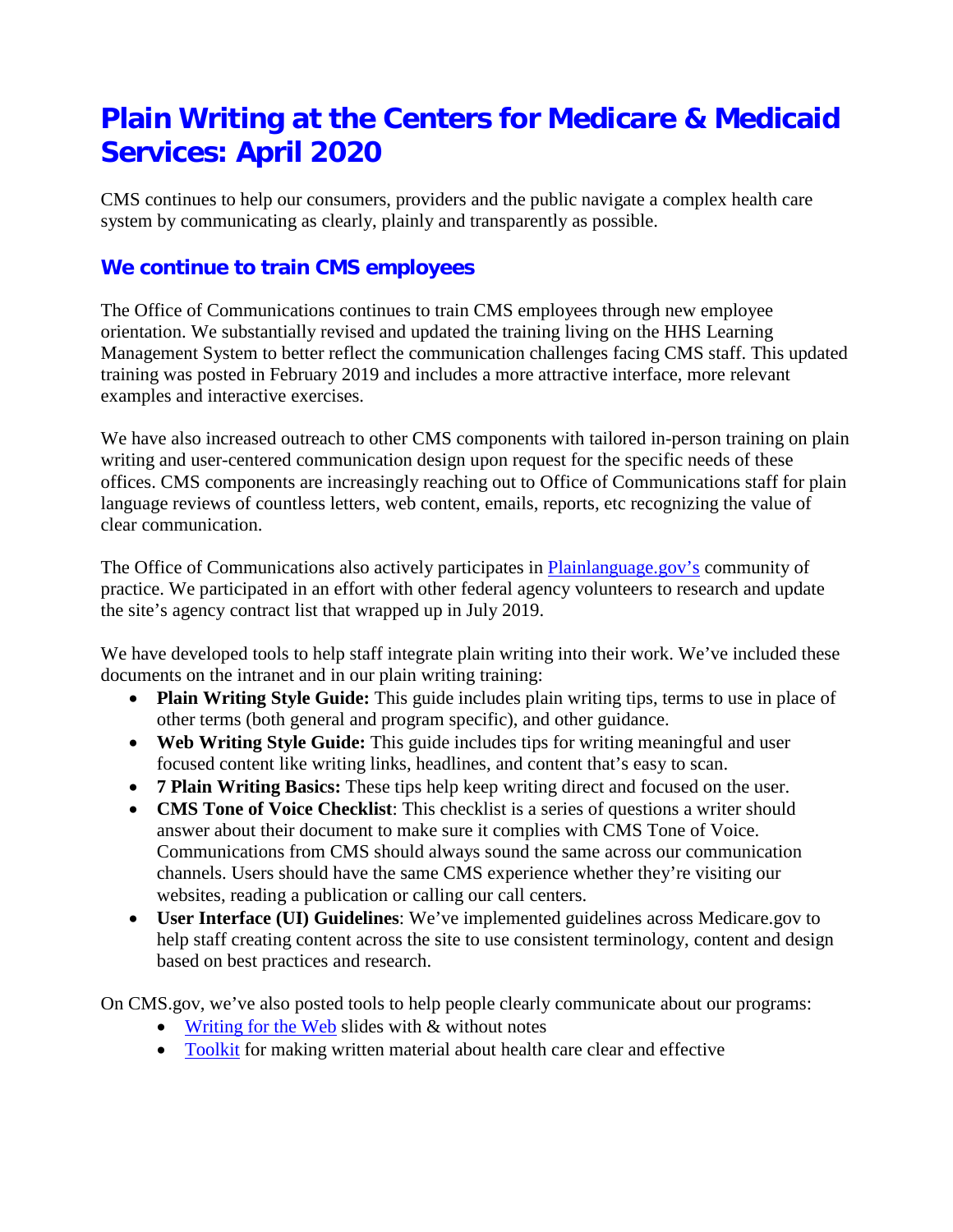# Plain Writing at the Centers for Medicare & Medicaid Services: April 2020

CMS continues to help our consumers, providers and the public navigate a complex health care system by communicating as clearly, plainly and transparently as possible.

## We continue to train CMS employees

The Office of Communications continues to train CMS employees through new employee orientation. We substantially revised and updated the training living on the HHS Learning Management System to better reflect the communication challenges facing CMS staff. This updated training was posted in February 2019 and includes a more attractive interface, more relevant examples and interactive exercises.

We have also increased outreach to other CMS components with tailored in-person training on plain writing and user-centered communication design upon request for the specific needs of these offices. CMS components are increasingly reaching out to Office of Communications staff for plain language reviews of countless letters, web content, emails, reports, etc recognizing the value of clear communication.

The Office of Communications also actively participates in Plainlanguage.gov's community of practice. We participated in an effort with other federal agency volunteers to research and update the site's agency contract list that wrapped up in July 2019.

We have developed tools to help staff integrate plain writing into their work. We've included these documents on the intranet and in our plain writing training:

- **Plain Writing Style Guide:** This guide includes plain writing tips, terms to use in place of other terms (both general and program specific), and other guidance.
- **Web Writing Style Guide:** This guide includes tips for writing meaningful and user focused content like writing links, headlines, and content that's easy to scan.
- **7 Plain Writing Basics:** These tips help keep writing direct and focused on the user.
- **CMS Tone of Voice Checklist**: This checklist is a series of questions a writer should answer about their document to make sure it complies with CMS Tone of Voice. Communications from CMS should always sound the same across our communication channels. Users should have the same CMS experience whether they're visiting our websites, reading a publication or calling our call centers.
- **User Interface (UI) Guidelines**: We've implemented guidelines across Medicare.gov to help staff creating content across the site to use consistent terminology, content and design based on best practices and research.

On CMS.gov, we've also posted tools to help people clearly communicate about our programs:

- Writing for the Web slides with & without notes
- Toolkit for making written material about health care clear and effective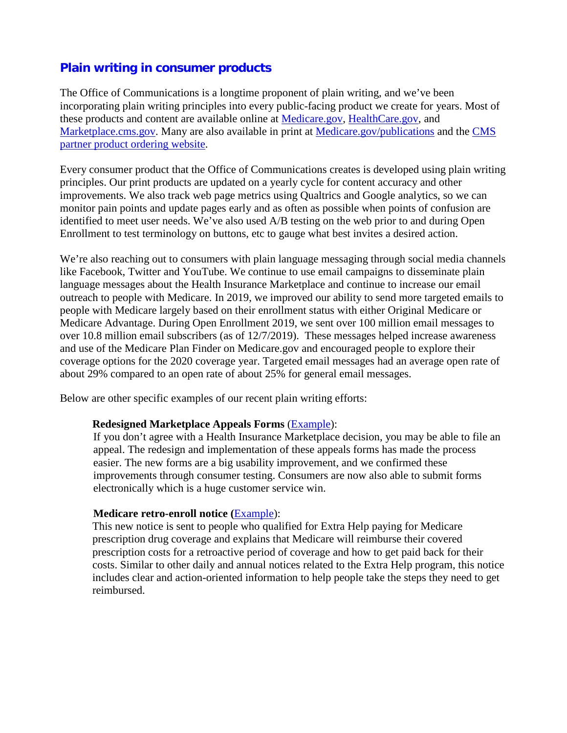## Plain writing in consumer products

The Office of Communications is a longtime proponent of plain writing, and we've been incorporating plain writing principles into every public-facing product we create for years. Most of these products and content are available online at Medicare.gov, HealthCare.gov, and Marketplace.cms.gov. Many are also available in print at Medicare.gov/publications and the CMS partner product ordering website.

Every consumer product that the Office of Communications creates is developed using plain writing principles. Our print products are updated on a yearly cycle for content accuracy and other improvements. We also track web page metrics using Qualtrics and Google analytics, so we can monitor pain points and update pages early and as often as possible when points of confusion are identified to meet user needs. We've also used A/B testing on the web prior to and during Open Enrollment to test terminology on buttons, etc to gauge what best invites a desired action.

We're also reaching out to consumers with plain language messaging through social media channels like Facebook, Twitter and YouTube. We continue to use email campaigns to disseminate plain language messages about the Health Insurance Marketplace and continue to increase our email outreach to people with Medicare. In 2019, we improved our ability to send more targeted emails to people with Medicare largely based on their enrollment status with either Original Medicare or Medicare Advantage. During Open Enrollment 2019, we sent over 100 million email messages to over 10.8 million email subscribers (as of 12/7/2019). These messages helped increase awareness and use of the Medicare Plan Finder on Medicare.gov and encouraged people to explore their coverage options for the 2020 coverage year. Targeted email messages had an average open rate of about 29% compared to an open rate of about 25% for general email messages.

Below are other specific examples of our recent plain writing efforts:

**Redesigned Marketplace Appeals Forms** (Example):
If you don't agree with a Health Insurance Marketplace decision, you may be able to file an appeal. The redesign and implementation of these appeals forms has made the process easier. The new forms are a big usability improvement, and we confirmed these improvements through consumer testing. Consumers are now also able to submit forms electronically which is a huge customer service win.

**Medicare retro-enroll notice (**Example):
This new notice is sent to people who qualified for Extra Help paying for Medicare prescription drug coverage and explains that Medicare will reimburse their covered prescription costs for a retroactive period of coverage and how to get paid back for their costs. Similar to other daily and annual notices related to the Extra Help program, this notice includes clear and action-oriented information to help people take the steps they need to get reimbursed.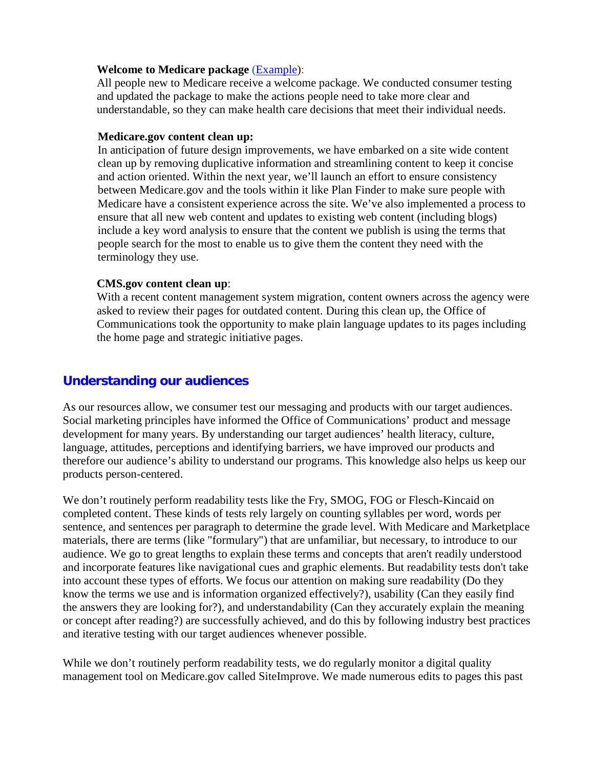**Welcome to Medicare package** [(Example)](Example):
All people new to Medicare receive a welcome package. We conducted consumer testing and updated the package to make the actions people need to take more clear and understandable, so they can make health care decisions that meet their individual needs.

**Medicare.gov content clean up:**
In anticipation of future design improvements, we have embarked on a site wide content clean up by removing duplicative information and streamlining content to keep it concise and action oriented. Within the next year, we'll launch an effort to ensure consistency between Medicare.gov and the tools within it like Plan Finder to make sure people with Medicare have a consistent experience across the site. We've also implemented a process to ensure that all new web content and updates to existing web content (including blogs) include a key word analysis to ensure that the content we publish is using the terms that people search for the most to enable us to give them the content they need with the terminology they use.

**CMS.gov content clean up**:
With a recent content management system migration, content owners across the agency were asked to review their pages for outdated content. During this clean up, the Office of Communications took the opportunity to make plain language updates to its pages including the home page and strategic initiative pages.

## Understanding our audiences

As our resources allow, we consumer test our messaging and products with our target audiences. Social marketing principles have informed the Office of Communications' product and message development for many years. By understanding our target audiences' health literacy, culture, language, attitudes, perceptions and identifying barriers, we have improved our products and therefore our audience's ability to understand our programs. This knowledge also helps us keep our products person-centered.

We don't routinely perform readability tests like the Fry, SMOG, FOG or Flesch-Kincaid on completed content. These kinds of tests rely largely on counting syllables per word, words per sentence, and sentences per paragraph to determine the grade level. With Medicare and Marketplace materials, there are terms (like "formulary") that are unfamiliar, but necessary, to introduce to our audience. We go to great lengths to explain these terms and concepts that aren't readily understood and incorporate features like navigational cues and graphic elements. But readability tests don't take into account these types of efforts. We focus our attention on making sure readability (Do they know the terms we use and is information organized effectively?), usability (Can they easily find the answers they are looking for?), and understandability (Can they accurately explain the meaning or concept after reading?) are successfully achieved, and do this by following industry best practices and iterative testing with our target audiences whenever possible.

While we don't routinely perform readability tests, we do regularly monitor a digital quality management tool on Medicare.gov called SiteImprove. We made numerous edits to pages this past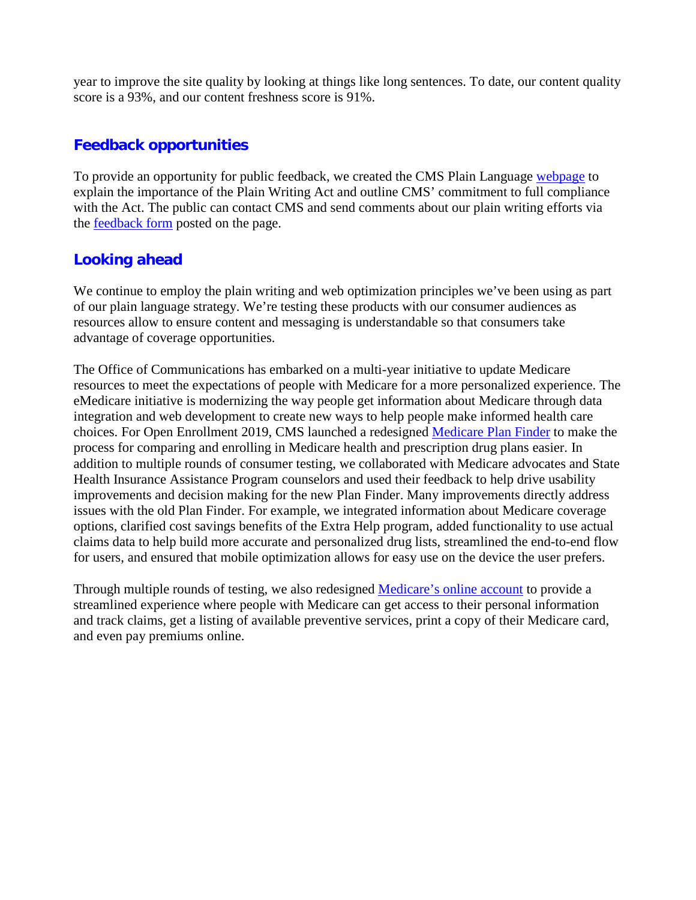year to improve the site quality by looking at things like long sentences. To date, our content quality score is a 93%, and our content freshness score is 91%.

## Feedback opportunities

To provide an opportunity for public feedback, we created the CMS Plain Language webpage to explain the importance of the Plain Writing Act and outline CMS' commitment to full compliance with the Act. The public can contact CMS and send comments about our plain writing efforts via the feedback form posted on the page.

## Looking ahead

We continue to employ the plain writing and web optimization principles we've been using as part of our plain language strategy. We're testing these products with our consumer audiences as resources allow to ensure content and messaging is understandable so that consumers take advantage of coverage opportunities.

The Office of Communications has embarked on a multi-year initiative to update Medicare resources to meet the expectations of people with Medicare for a more personalized experience. The eMedicare initiative is modernizing the way people get information about Medicare through data integration and web development to create new ways to help people make informed health care choices. For Open Enrollment 2019, CMS launched a redesigned Medicare Plan Finder to make the process for comparing and enrolling in Medicare health and prescription drug plans easier. In addition to multiple rounds of consumer testing, we collaborated with Medicare advocates and State Health Insurance Assistance Program counselors and used their feedback to help drive usability improvements and decision making for the new Plan Finder. Many improvements directly address issues with the old Plan Finder. For example, we integrated information about Medicare coverage options, clarified cost savings benefits of the Extra Help program, added functionality to use actual claims data to help build more accurate and personalized drug lists, streamlined the end-to-end flow for users, and ensured that mobile optimization allows for easy use on the device the user prefers.

Through multiple rounds of testing, we also redesigned Medicare's online account to provide a streamlined experience where people with Medicare can get access to their personal information and track claims, get a listing of available preventive services, print a copy of their Medicare card, and even pay premiums online.